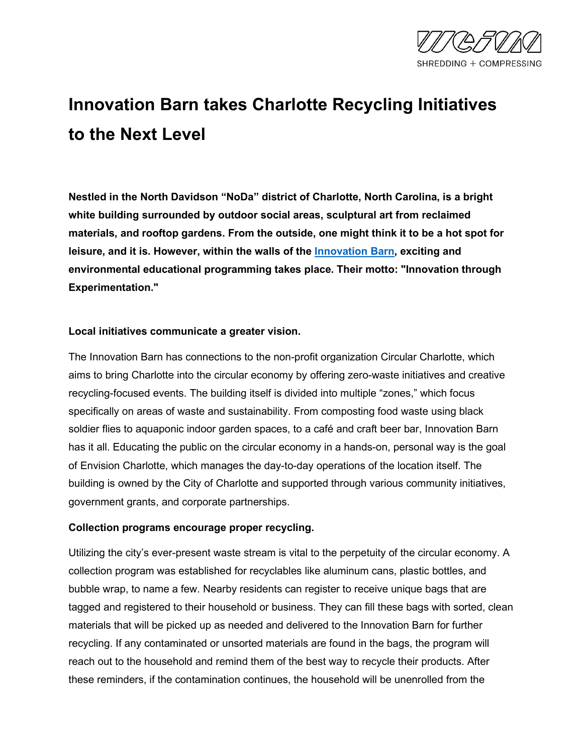# Innovation Barn takes Charlotte Recycling Initiatives to the Next Level

**Nestled in the North Davidson "NoDa" district of Charlotte, North Carolina, is a bright white building surrounded by outdoor social areas, sculptural art from reclaimed materials, and rooftop gardens. From the outside, one might think it to be a hot spot for leisure, and it is. However, within the walls of the Innovation Barn, exciting and environmental educational programming takes place. Their motto: "Innovation through Experimentation."**

**Local initiatives communicate a greater vision.**

The Innovation Barn has connections to the non-profit organization Circular Charlotte, which aims to bring Charlotte into the circular economy by offering zero-waste initiatives and creative recycling-focused events. The building itself is divided into multiple "zones," which focus specifically on areas of waste and sustainability. From composting food waste using black soldier flies to aquaponic indoor garden spaces, to a café and craft beer bar, Innovation Barn has it all. Educating the public on the circular economy in a hands-on, personal way is the goal of Envision Charlotte, which manages the day-to-day operations of the location itself. The building is owned by the City of Charlotte and supported through various community initiatives, government grants, and corporate partnerships.

**Collection programs encourage proper recycling.**

Utilizing the city's ever-present waste stream is vital to the perpetuity of the circular economy. A collection program was established for recyclables like aluminum cans, plastic bottles, and bubble wrap, to name a few. Nearby residents can register to receive unique bags that are tagged and registered to their household or business. They can fill these bags with sorted, clean materials that will be picked up as needed and delivered to the Innovation Barn for further recycling. If any contaminated or unsorted materials are found in the bags, the program will reach out to the household and remind them of the best way to recycle their products. After these reminders, if the contamination continues, the household will be unenrolled from the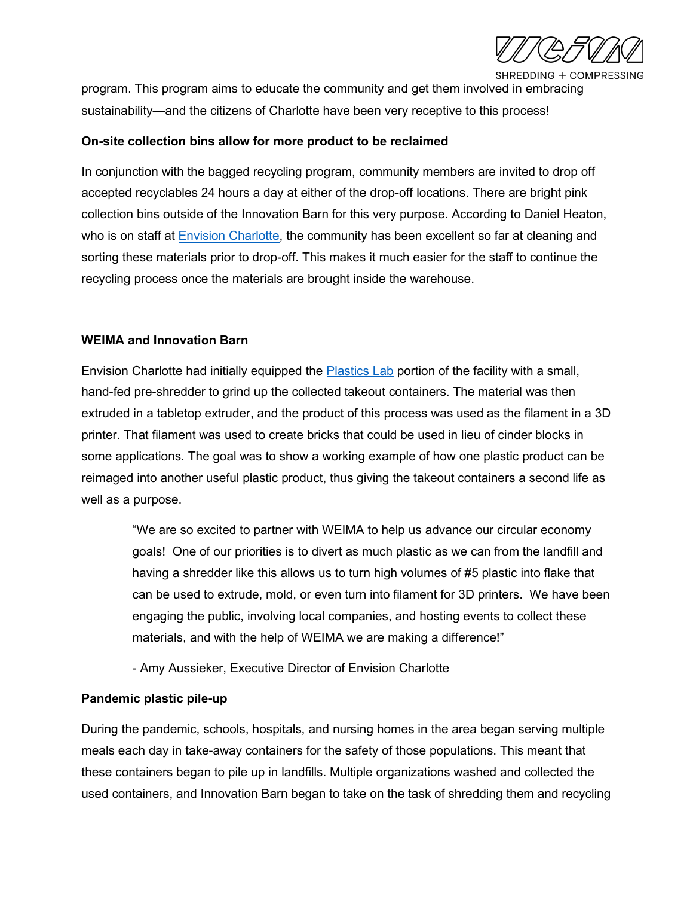program. This program aims to educate the community and get them involved in embracing sustainability—and the citizens of Charlotte have been very receptive to this process!

**On-site collection bins allow for more product to be reclaimed**

In conjunction with the bagged recycling program, community members are invited to drop off accepted recyclables 24 hours a day at either of the drop-off locations. There are bright pink collection bins outside of the Innovation Barn for this very purpose. According to Daniel Heaton, who is on staff at Envision Charlotte, the community has been excellent so far at cleaning and sorting these materials prior to drop-off. This makes it much easier for the staff to continue the recycling process once the materials are brought inside the warehouse.

**WEIMA and Innovation Barn**

Envision Charlotte had initially equipped the Plastics Lab portion of the facility with a small, hand-fed pre-shredder to grind up the collected takeout containers. The material was then extruded in a tabletop extruder, and the product of this process was used as the filament in a 3D printer. That filament was used to create bricks that could be used in lieu of cinder blocks in some applications. The goal was to show a working example of how one plastic product can be reimaged into another useful plastic product, thus giving the takeout containers a second life as well as a purpose.

> "We are so excited to partner with WEIMA to help us advance our circular economy goals! One of our priorities is to divert as much plastic as we can from the landfill and having a shredder like this allows us to turn high volumes of #5 plastic into flake that can be used to extrude, mold, or even turn into filament for 3D printers. We have been engaging the public, involving local companies, and hosting events to collect these materials, and with the help of WEIMA we are making a difference!"
>
> - Amy Aussieker, Executive Director of Envision Charlotte

**Pandemic plastic pile-up**

During the pandemic, schools, hospitals, and nursing homes in the area began serving multiple meals each day in take-away containers for the safety of those populations. This meant that these containers began to pile up in landfills. Multiple organizations washed and collected the used containers, and Innovation Barn began to take on the task of shredding them and recycling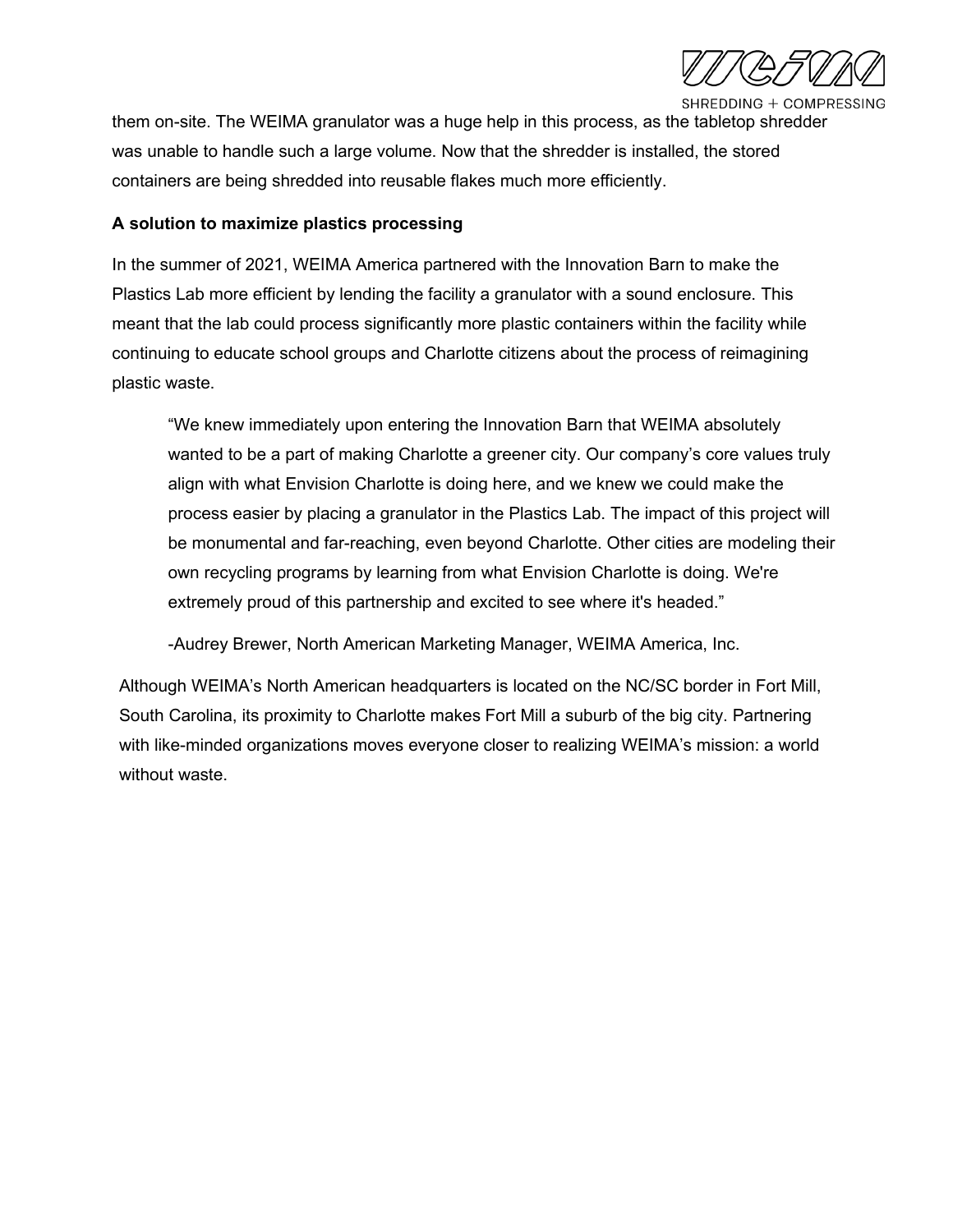them on-site. The WEIMA granulator was a huge help in this process, as the tabletop shredder was unable to handle such a large volume. Now that the shredder is installed, the stored containers are being shredded into reusable flakes much more efficiently.

**A solution to maximize plastics processing**

In the summer of 2021, WEIMA America partnered with the Innovation Barn to make the Plastics Lab more efficient by lending the facility a granulator with a sound enclosure. This meant that the lab could process significantly more plastic containers within the facility while continuing to educate school groups and Charlotte citizens about the process of reimagining plastic waste.

> "We knew immediately upon entering the Innovation Barn that WEIMA absolutely wanted to be a part of making Charlotte a greener city. Our company's core values truly align with what Envision Charlotte is doing here, and we knew we could make the process easier by placing a granulator in the Plastics Lab. The impact of this project will be monumental and far-reaching, even beyond Charlotte. Other cities are modeling their own recycling programs by learning from what Envision Charlotte is doing. We're extremely proud of this partnership and excited to see where it's headed."
>
> -Audrey Brewer, North American Marketing Manager, WEIMA America, Inc.

Although WEIMA's North American headquarters is located on the NC/SC border in Fort Mill, South Carolina, its proximity to Charlotte makes Fort Mill a suburb of the big city. Partnering with like-minded organizations moves everyone closer to realizing WEIMA's mission: a world without waste.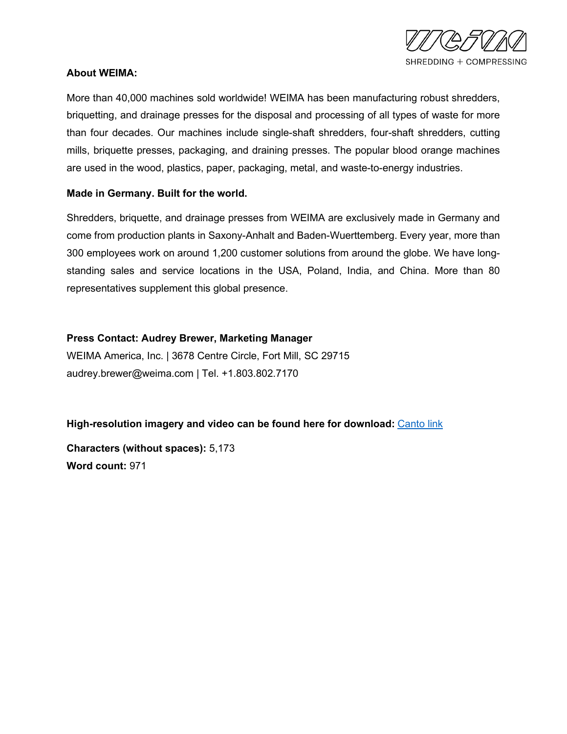**About WEIMA:**

More than 40,000 machines sold worldwide! WEIMA has been manufacturing robust shredders, briquetting, and drainage presses for the disposal and processing of all types of waste for more than four decades. Our machines include single-shaft shredders, four-shaft shredders, cutting mills, briquette presses, packaging, and draining presses. The popular blood orange machines are used in the wood, plastics, paper, packaging, metal, and waste-to-energy industries.

**Made in Germany. Built for the world.**

Shredders, briquette, and drainage presses from WEIMA are exclusively made in Germany and come from production plants in Saxony-Anhalt and Baden-Wuerttemberg. Every year, more than 300 employees work on around 1,200 customer solutions from around the globe. We have long-standing sales and service locations in the USA, Poland, India, and China. More than 80 representatives supplement this global presence.

**Press Contact: Audrey Brewer, Marketing Manager**
WEIMA America, Inc. | 3678 Centre Circle, Fort Mill, SC 29715
audrey.brewer@weima.com | Tel. +1.803.802.7170

**High-resolution imagery and video can be found here for download:** Canto link

**Characters (without spaces):** 5,173
**Word count:** 971